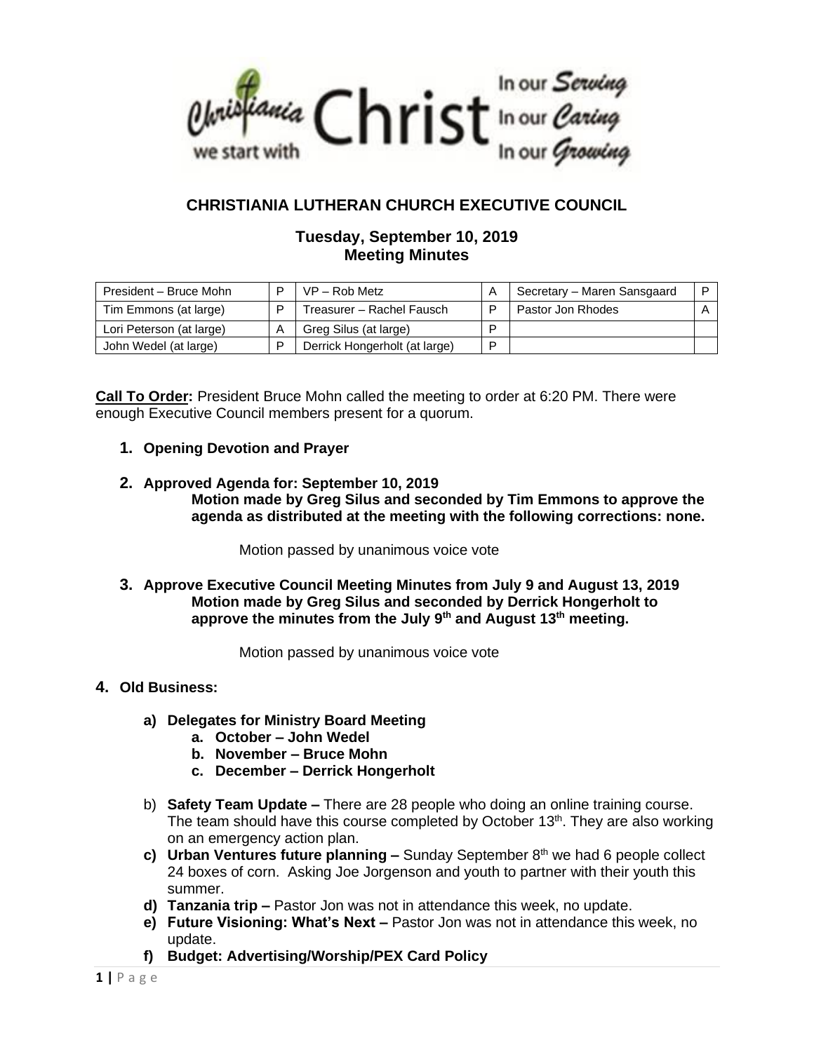# CHRISTIANIA LUTHERAN CHURCH EXECUTIVE COUNCIL

## Tuesday, September 10, 2019
## Meeting Minutes

| President – Bruce Mohn | P | VP – Rob Metz | A | Secretary – Maren Sansgaard | P |
|---|---|---|---|---|---|
| Tim Emmons (at large) | P | Treasurer – Rachel Fausch | P | Pastor Jon Rhodes | A |
| Lori Peterson (at large) | A | Greg Silus (at large) | P | | |
| John Wedel (at large) | P | Derrick Hongerholt (at large) | P | | |

**Call To Order:** President Bruce Mohn called the meeting to order at 6:20 PM. There were enough Executive Council members present for a quorum.

1. **Opening Devotion and Prayer**

2. **Approved Agenda for: September 10, 2019**
   **Motion made by Greg Silus and seconded by Tim Emmons to approve the agenda as distributed at the meeting with the following corrections: none.**

   Motion passed by unanimous voice vote

3. **Approve Executive Council Meeting Minutes from July 9 and August 13, 2019**
   **Motion made by Greg Silus and seconded by Derrick Hongerholt to approve the minutes from the July 9th and August 13th meeting.**

   Motion passed by unanimous voice vote

4. **Old Business:**

   a) **Delegates for Ministry Board Meeting**
      a. **October – John Wedel**
      b. **November – Bruce Mohn**
      c. **December – Derrick Hongerholt**

   b) **Safety Team Update –** There are 28 people who doing an online training course. The team should have this course completed by October 13th. They are also working on an emergency action plan.

   c) **Urban Ventures future planning –** Sunday September 8th we had 6 people collect 24 boxes of corn. Asking Joe Jorgenson and youth to partner with their youth this summer.

   d) **Tanzania trip –** Pastor Jon was not in attendance this week, no update.

   e) **Future Visioning: What's Next –** Pastor Jon was not in attendance this week, no update.

   f) **Budget: Advertising/Worship/PEX Card Policy**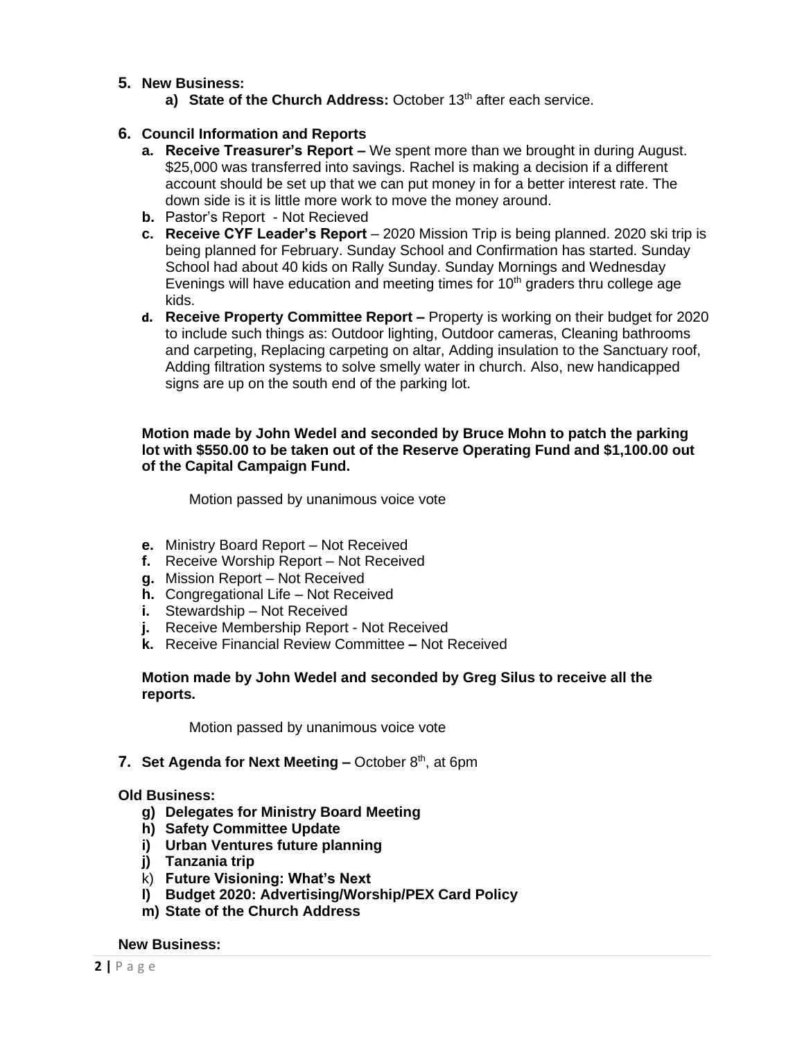5. **New Business:**
    a) **State of the Church Address:** October 13th after each service.

6. **Council Information and Reports**
    a. **Receive Treasurer's Report –** We spent more than we brought in during August. $25,000 was transferred into savings. Rachel is making a decision if a different account should be set up that we can put money in for a better interest rate. The down side is it is little more work to move the money around.
    b. Pastor's Report - Not Recieved
    c. **Receive CYF Leader's Report** – 2020 Mission Trip is being planned. 2020 ski trip is being planned for February. Sunday School and Confirmation has started. Sunday School had about 40 kids on Rally Sunday. Sunday Mornings and Wednesday Evenings will have education and meeting times for 10th graders thru college age kids.
    d. **Receive Property Committee Report –** Property is working on their budget for 2020 to include such things as: Outdoor lighting, Outdoor cameras, Cleaning bathrooms and carpeting, Replacing carpeting on altar, Adding insulation to the Sanctuary roof, Adding filtration systems to solve smelly water in church. Also, new handicapped signs are up on the south end of the parking lot.

    **Motion made by John Wedel and seconded by Bruce Mohn to patch the parking lot with $550.00 to be taken out of the Reserve Operating Fund and $1,100.00 out of the Capital Campaign Fund.**

    Motion passed by unanimous voice vote

    e. Ministry Board Report – Not Received
    f. Receive Worship Report – Not Received
    g. Mission Report – Not Received
    h. Congregational Life – Not Received
    i. Stewardship – Not Received
    j. Receive Membership Report - Not Received
    k. Receive Financial Review Committee **–** Not Received

    **Motion made by John Wedel and seconded by Greg Silus to receive all the reports.**

    Motion passed by unanimous voice vote

7. **Set Agenda for Next Meeting –** October 8th, at 6pm

**Old Business:**

- g) **Delegates for Ministry Board Meeting**
- h) **Safety Committee Update**
- i) **Urban Ventures future planning**
- j) **Tanzania trip**
- k) **Future Visioning: What's Next**
- l) **Budget 2020: Advertising/Worship/PEX Card Policy**
- m) **State of the Church Address**

**New Business:**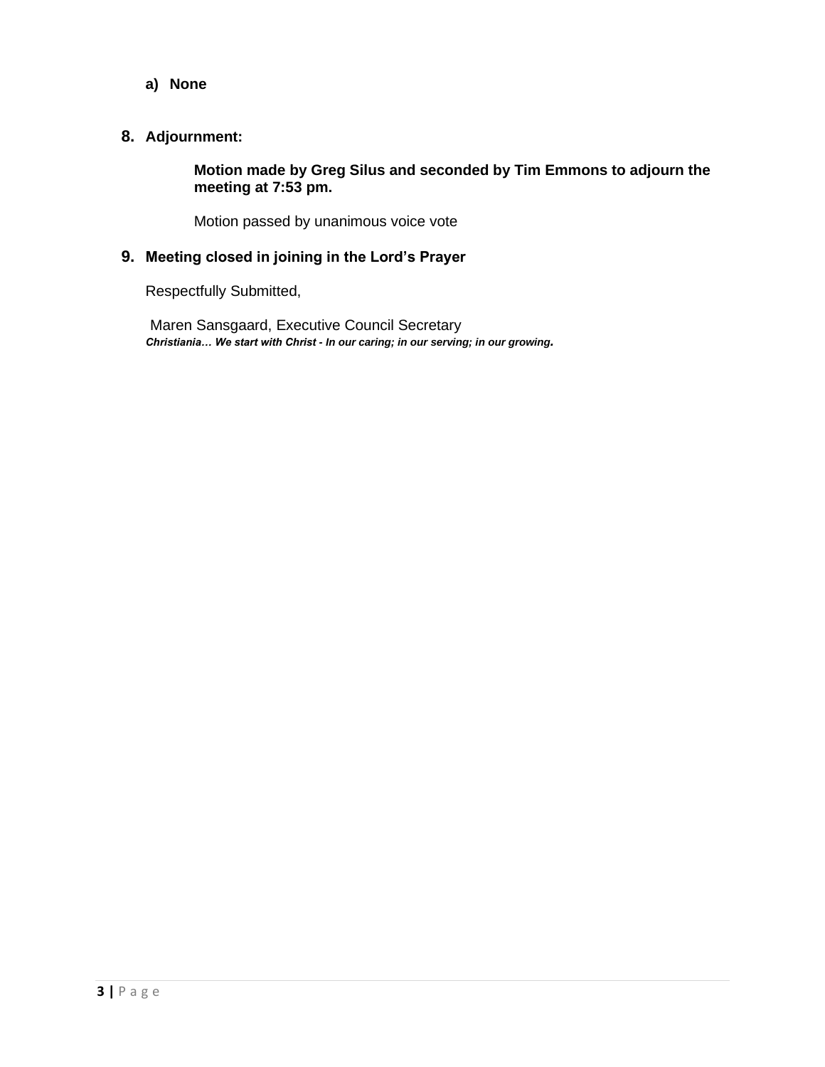a) **None**

8. **Adjournment:**

   **Motion made by Greg Silus and seconded by Tim Emmons to adjourn the meeting at 7:53 pm.**

   Motion passed by unanimous voice vote

9. **Meeting closed in joining in the Lord's Prayer**

Respectfully Submitted,

Maren Sansgaard, Executive Council Secretary

***Christiania… We start with Christ - In our caring; in our serving; in our growing.***